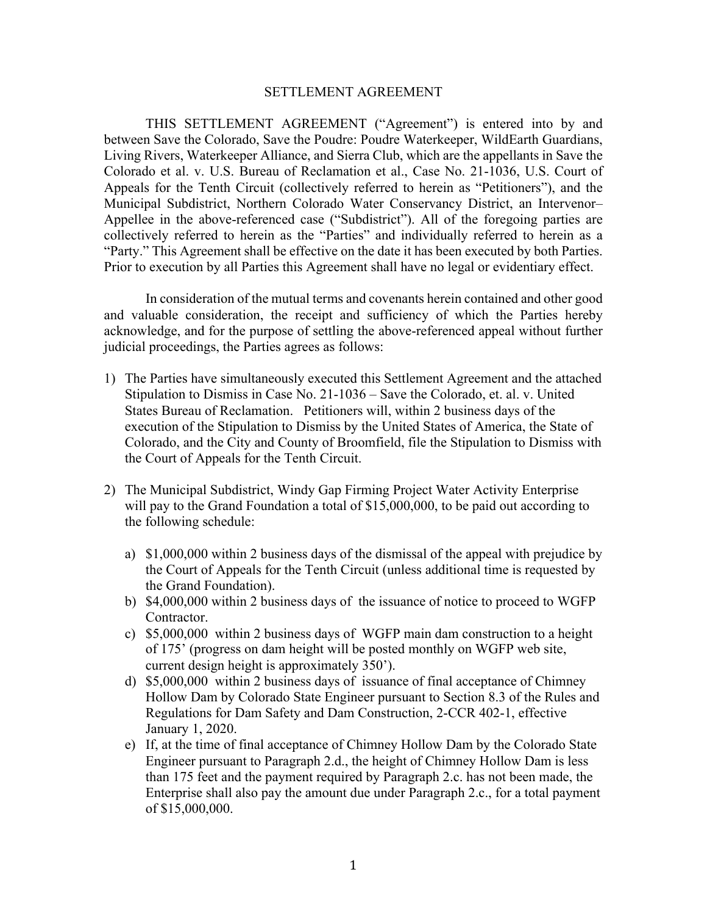# SETTLEMENT AGREEMENT

THIS SETTLEMENT AGREEMENT ("Agreement") is entered into by and between Save the Colorado, Save the Poudre: Poudre Waterkeeper, WildEarth Guardians, Living Rivers, Waterkeeper Alliance, and Sierra Club, which are the appellants in Save the Colorado et al. v. U.S. Bureau of Reclamation et al., Case No. 21-1036, U.S. Court of Appeals for the Tenth Circuit (collectively referred to herein as "Petitioners"), and the Municipal Subdistrict, Northern Colorado Water Conservancy District, an Intervenor–Appellee in the above-referenced case ("Subdistrict"). All of the foregoing parties are collectively referred to herein as the "Parties" and individually referred to herein as a "Party." This Agreement shall be effective on the date it has been executed by both Parties. Prior to execution by all Parties this Agreement shall have no legal or evidentiary effect.

In consideration of the mutual terms and covenants herein contained and other good and valuable consideration, the receipt and sufficiency of which the Parties hereby acknowledge, and for the purpose of settling the above-referenced appeal without further judicial proceedings, the Parties agrees as follows:

1) The Parties have simultaneously executed this Settlement Agreement and the attached Stipulation to Dismiss in Case No. 21-1036 – Save the Colorado, et. al. v. United States Bureau of Reclamation. Petitioners will, within 2 business days of the execution of the Stipulation to Dismiss by the United States of America, the State of Colorado, and the City and County of Broomfield, file the Stipulation to Dismiss with the Court of Appeals for the Tenth Circuit.

2) The Municipal Subdistrict, Windy Gap Firming Project Water Activity Enterprise will pay to the Grand Foundation a total of $15,000,000, to be paid out according to the following schedule:

   a) $1,000,000 within 2 business days of the dismissal of the appeal with prejudice by the Court of Appeals for the Tenth Circuit (unless additional time is requested by the Grand Foundation).
   b) $4,000,000 within 2 business days of the issuance of notice to proceed to WGFP Contractor.
   c) $5,000,000 within 2 business days of WGFP main dam construction to a height of 175' (progress on dam height will be posted monthly on WGFP web site, current design height is approximately 350').
   d) $5,000,000 within 2 business days of issuance of final acceptance of Chimney Hollow Dam by Colorado State Engineer pursuant to Section 8.3 of the Rules and Regulations for Dam Safety and Dam Construction, 2-CCR 402-1, effective January 1, 2020.
   e) If, at the time of final acceptance of Chimney Hollow Dam by the Colorado State Engineer pursuant to Paragraph 2.d., the height of Chimney Hollow Dam is less than 175 feet and the payment required by Paragraph 2.c. has not been made, the Enterprise shall also pay the amount due under Paragraph 2.c., for a total payment of $15,000,000.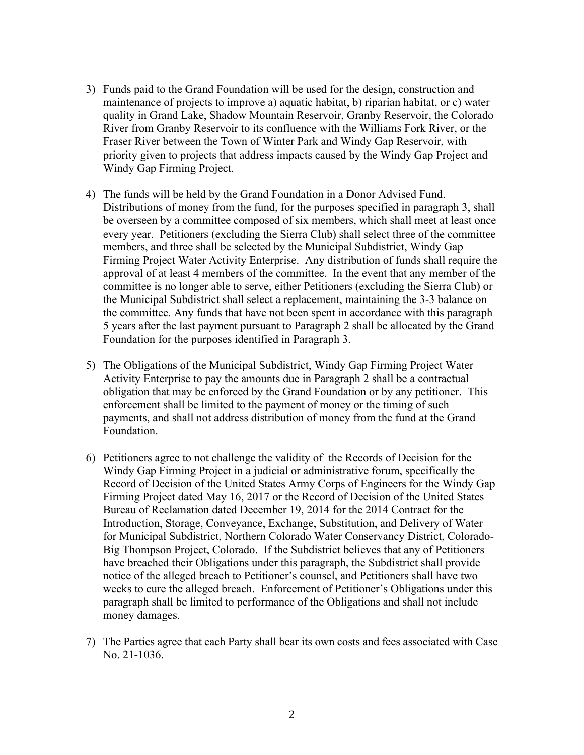3) Funds paid to the Grand Foundation will be used for the design, construction and maintenance of projects to improve a) aquatic habitat, b) riparian habitat, or c) water quality in Grand Lake, Shadow Mountain Reservoir, Granby Reservoir, the Colorado River from Granby Reservoir to its confluence with the Williams Fork River, or the Fraser River between the Town of Winter Park and Windy Gap Reservoir, with priority given to projects that address impacts caused by the Windy Gap Project and Windy Gap Firming Project.

4) The funds will be held by the Grand Foundation in a Donor Advised Fund. Distributions of money from the fund, for the purposes specified in paragraph 3, shall be overseen by a committee composed of six members, which shall meet at least once every year. Petitioners (excluding the Sierra Club) shall select three of the committee members, and three shall be selected by the Municipal Subdistrict, Windy Gap Firming Project Water Activity Enterprise. Any distribution of funds shall require the approval of at least 4 members of the committee. In the event that any member of the committee is no longer able to serve, either Petitioners (excluding the Sierra Club) or the Municipal Subdistrict shall select a replacement, maintaining the 3-3 balance on the committee. Any funds that have not been spent in accordance with this paragraph 5 years after the last payment pursuant to Paragraph 2 shall be allocated by the Grand Foundation for the purposes identified in Paragraph 3.

5) The Obligations of the Municipal Subdistrict, Windy Gap Firming Project Water Activity Enterprise to pay the amounts due in Paragraph 2 shall be a contractual obligation that may be enforced by the Grand Foundation or by any petitioner. This enforcement shall be limited to the payment of money or the timing of such payments, and shall not address distribution of money from the fund at the Grand Foundation.

6) Petitioners agree to not challenge the validity of the Records of Decision for the Windy Gap Firming Project in a judicial or administrative forum, specifically the Record of Decision of the United States Army Corps of Engineers for the Windy Gap Firming Project dated May 16, 2017 or the Record of Decision of the United States Bureau of Reclamation dated December 19, 2014 for the 2014 Contract for the Introduction, Storage, Conveyance, Exchange, Substitution, and Delivery of Water for Municipal Subdistrict, Northern Colorado Water Conservancy District, Colorado-Big Thompson Project, Colorado. If the Subdistrict believes that any of Petitioners have breached their Obligations under this paragraph, the Subdistrict shall provide notice of the alleged breach to Petitioner's counsel, and Petitioners shall have two weeks to cure the alleged breach. Enforcement of Petitioner's Obligations under this paragraph shall be limited to performance of the Obligations and shall not include money damages.

7) The Parties agree that each Party shall bear its own costs and fees associated with Case No. 21-1036.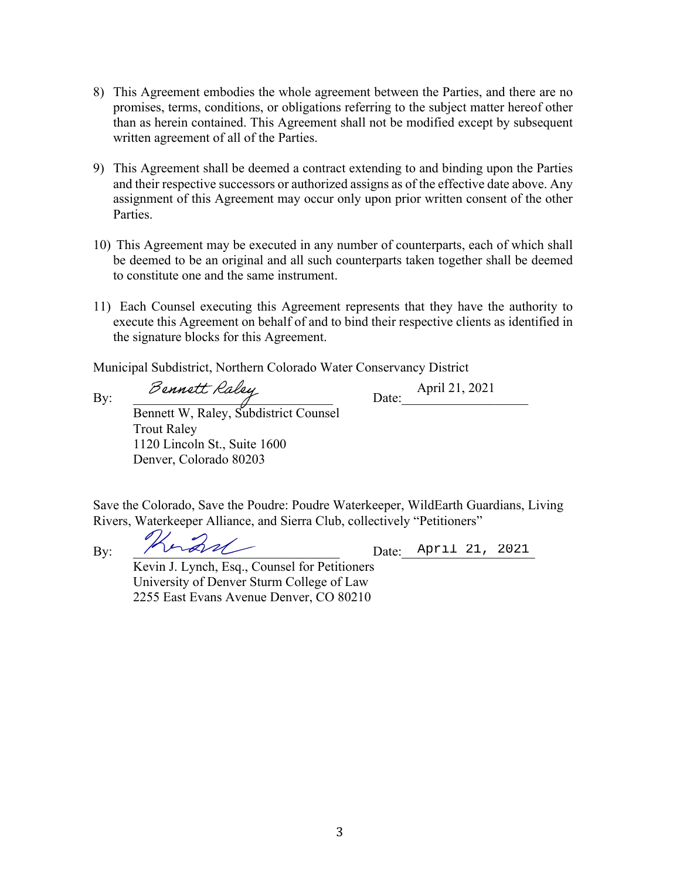8) This Agreement embodies the whole agreement between the Parties, and there are no promises, terms, conditions, or obligations referring to the subject matter hereof other than as herein contained. This Agreement shall not be modified except by subsequent written agreement of all of the Parties.

9) This Agreement shall be deemed a contract extending to and binding upon the Parties and their respective successors or authorized assigns as of the effective date above. Any assignment of this Agreement may occur only upon prior written consent of the other Parties.

10) This Agreement may be executed in any number of counterparts, each of which shall be deemed to be an original and all such counterparts taken together shall be deemed to constitute one and the same instrument.

11) Each Counsel executing this Agreement represents that they have the authority to execute this Agreement on behalf of and to bind their respective clients as identified in the signature blocks for this Agreement.

Municipal Subdistrict, Northern Colorado Water Conservancy District

By: *Bennett Raley* Date: April 21, 2021

Bennett W, Raley, Subdistrict Counsel
Trout Raley
1120 Lincoln St., Suite 1600
Denver, Colorado 80203

Save the Colorado, Save the Poudre: Poudre Waterkeeper, WildEarth Guardians, Living Rivers, Waterkeeper Alliance, and Sierra Club, collectively "Petitioners"

By: *[signature]* Date: April 21, 2021

Kevin J. Lynch, Esq., Counsel for Petitioners
University of Denver Sturm College of Law
2255 East Evans Avenue Denver, CO 80210